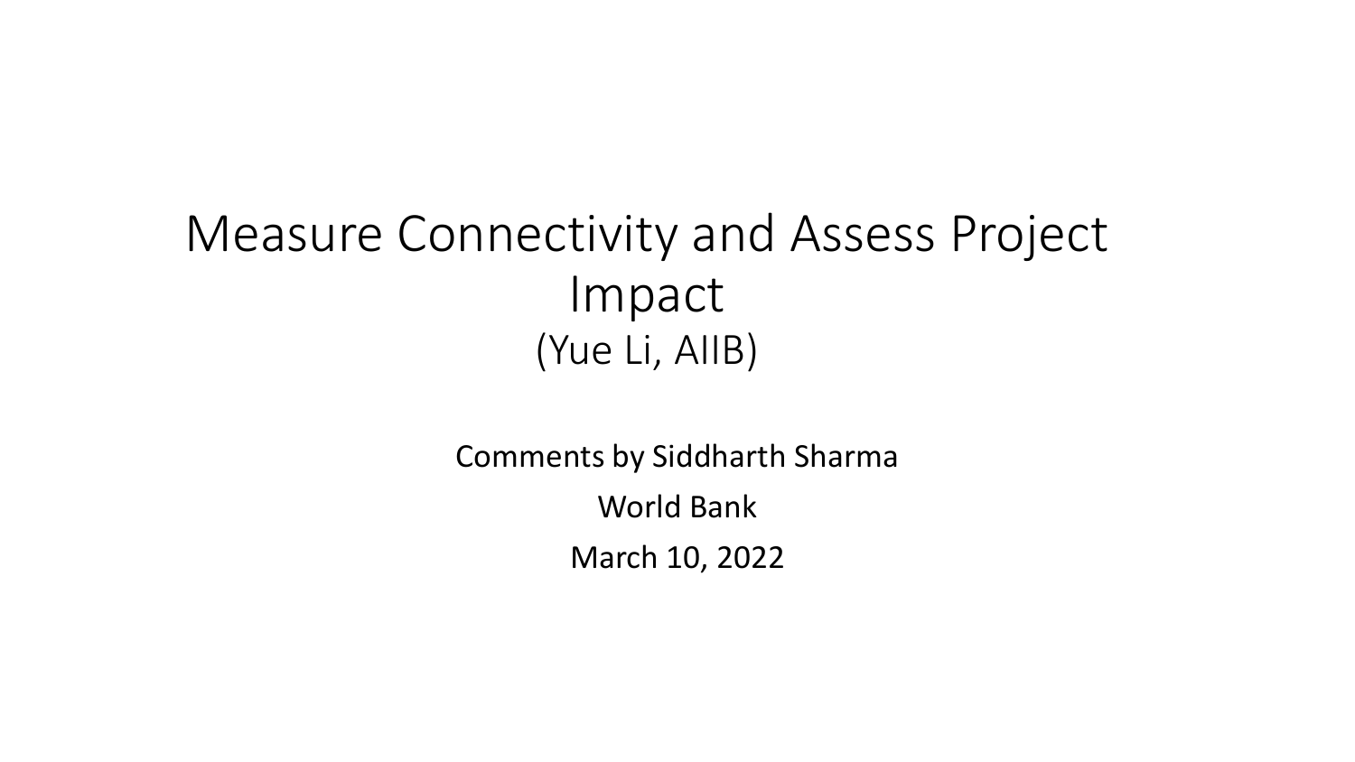# Measure Connectivity and Assess Project Impact

(Yue Li, AIIB)

Comments by Siddharth Sharma

World Bank

March 10, 2022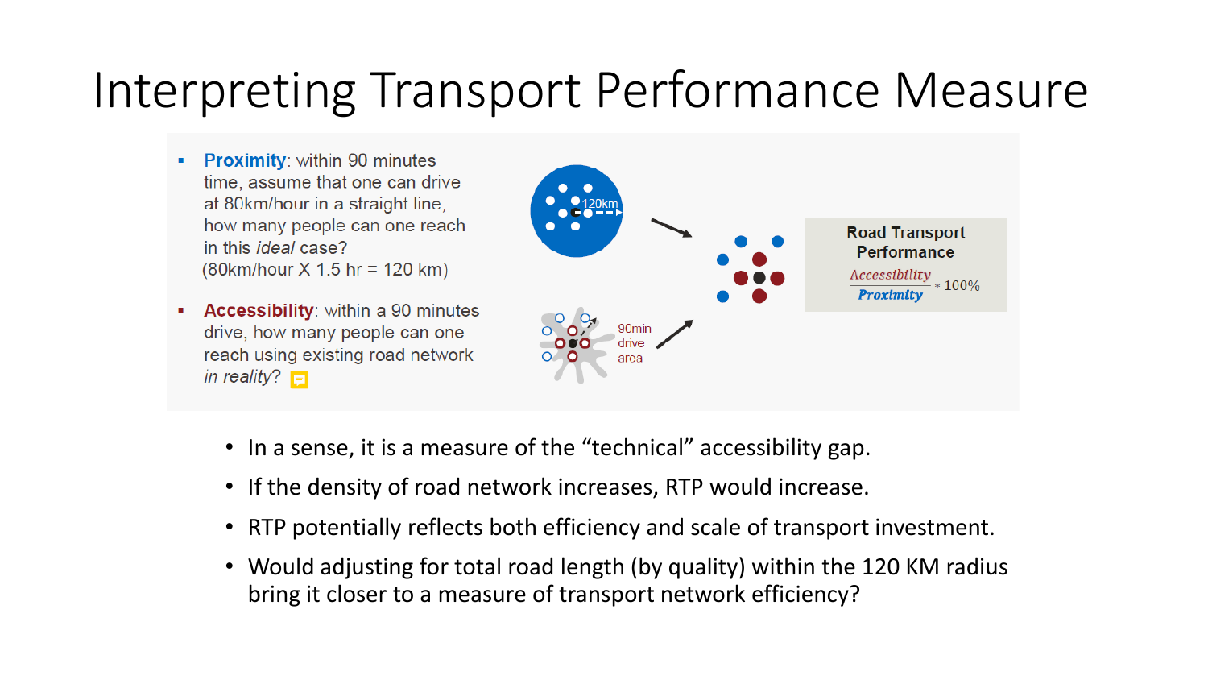# Interpreting Transport Performance Measure

- **Proximity**: within 90 minutes time, assume that one can drive at 80km/hour in a straight line, how many people can one reach in this *ideal* case? (80km/hour X 1.5 hr = 120 km)
- **Accessibility**: within a 90 minutes drive, how many people can one reach using existing road network *in reality*?

120km

90min drive area

**Road Transport Performance**

$$\frac{\textit{Accessibility}}{\textit{Proximity}} * 100\%$$

- In a sense, it is a measure of the "technical" accessibility gap.
- If the density of road network increases, RTP would increase.
- RTP potentially reflects both efficiency and scale of transport investment.
- Would adjusting for total road length (by quality) within the 120 KM radius bring it closer to a measure of transport network efficiency?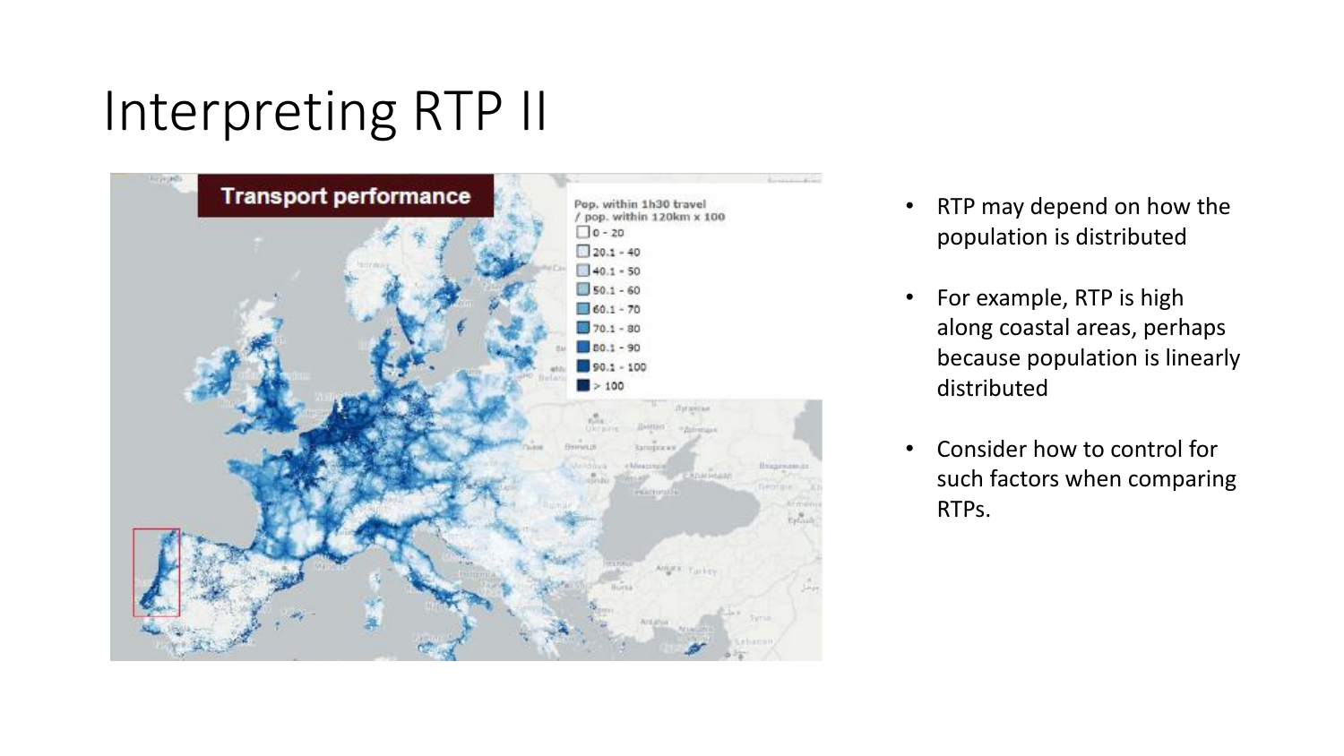# Interpreting RTP II

- RTP may depend on how the population is distributed
- For example, RTP is high along coastal areas, perhaps because population is linearly distributed
- Consider how to control for such factors when comparing RTPs.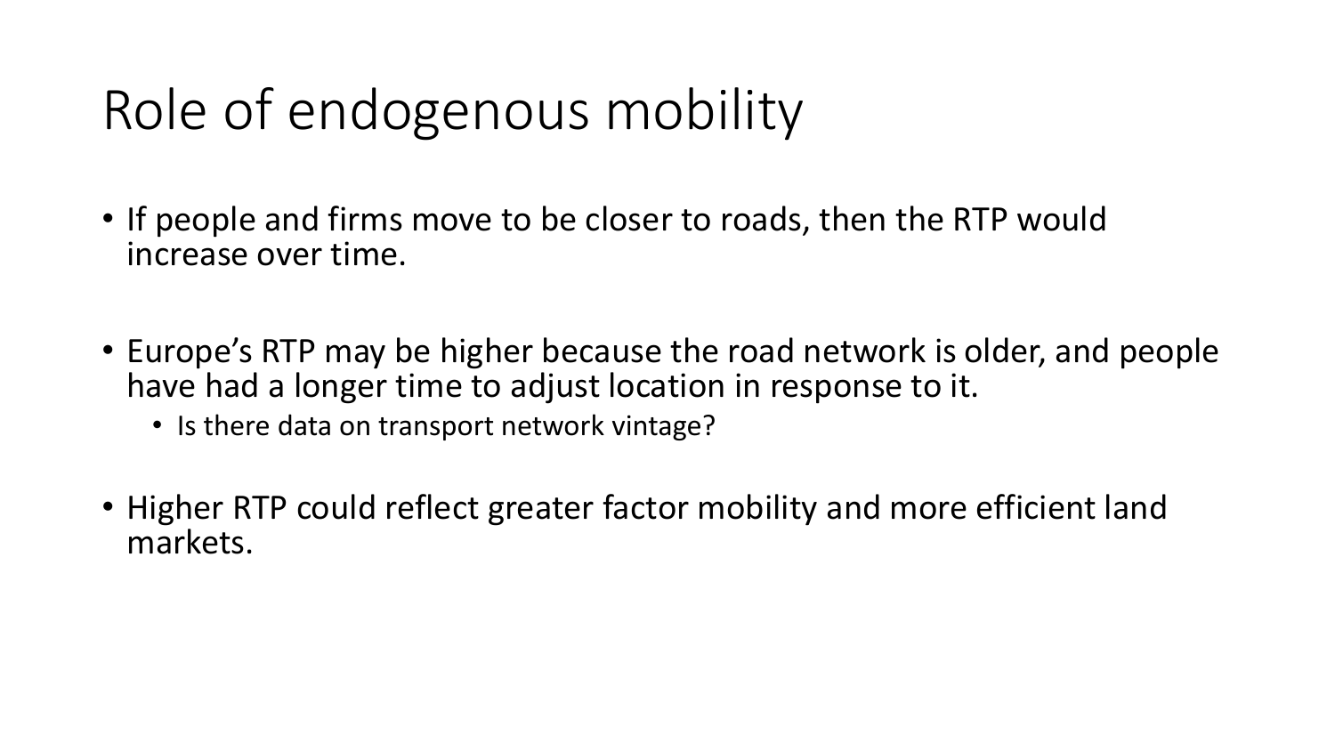# Role of endogenous mobility

- If people and firms move to be closer to roads, then the RTP would increase over time.

- Europe's RTP may be higher because the road network is older, and people have had a longer time to adjust location in response to it.
  - Is there data on transport network vintage?

- Higher RTP could reflect greater factor mobility and more efficient land markets.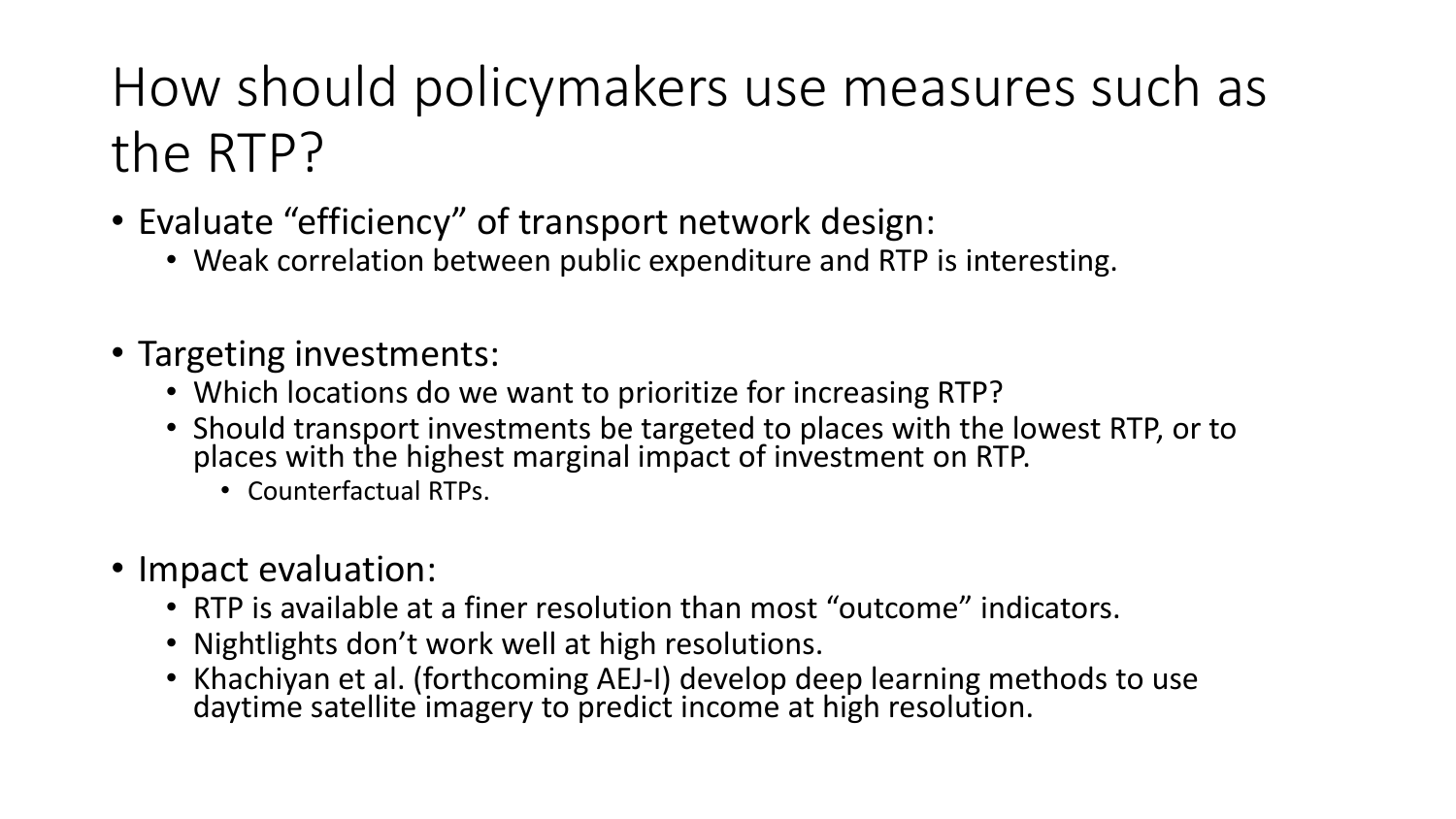# How should policymakers use measures such as the RTP?

- Evaluate "efficiency" of transport network design:
  - Weak correlation between public expenditure and RTP is interesting.

- Targeting investments:
  - Which locations do we want to prioritize for increasing RTP?
  - Should transport investments be targeted to places with the lowest RTP, or to places with the highest marginal impact of investment on RTP.
    - Counterfactual RTPs.

- Impact evaluation:
  - RTP is available at a finer resolution than most "outcome" indicators.
  - Nightlights don't work well at high resolutions.
  - Khachiyan et al. (forthcoming AEJ-I) develop deep learning methods to use daytime satellite imagery to predict income at high resolution.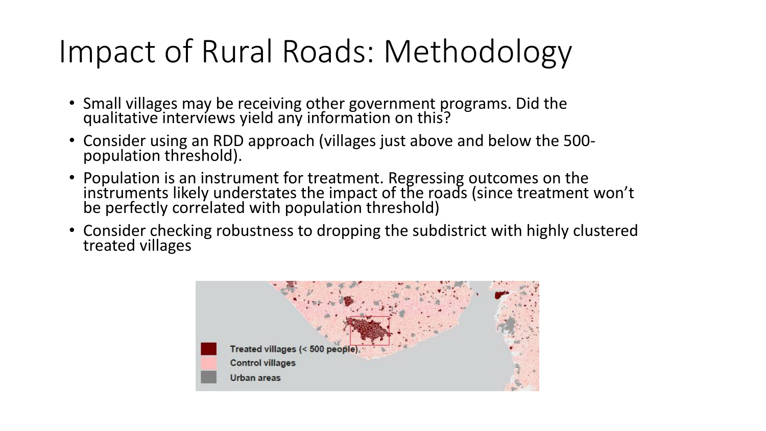# Impact of Rural Roads: Methodology

- Small villages may be receiving other government programs. Did the qualitative interviews yield any information on this?
- Consider using an RDD approach (villages just above and below the 500-population threshold).
- Population is an instrument for treatment. Regressing outcomes on the instruments likely understates the impact of the roads (since treatment won't be perfectly correlated with population threshold)
- Consider checking robustness to dropping the subdistrict with highly clustered treated villages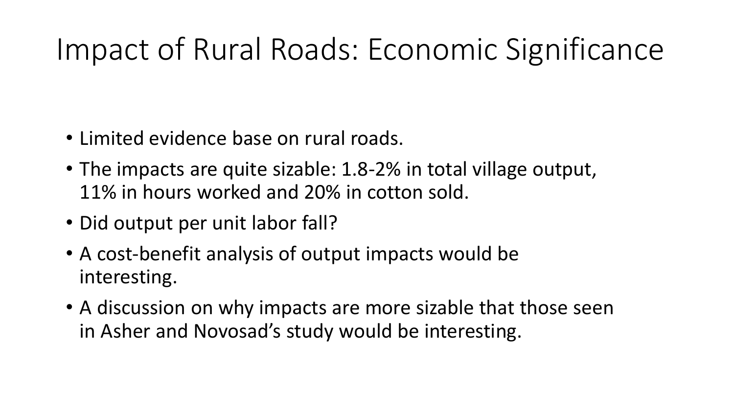# Impact of Rural Roads: Economic Significance

- Limited evidence base on rural roads.
- The impacts are quite sizable: 1.8-2% in total village output, 11% in hours worked and 20% in cotton sold.
- Did output per unit labor fall?
- A cost-benefit analysis of output impacts would be interesting.
- A discussion on why impacts are more sizable that those seen in Asher and Novosad's study would be interesting.